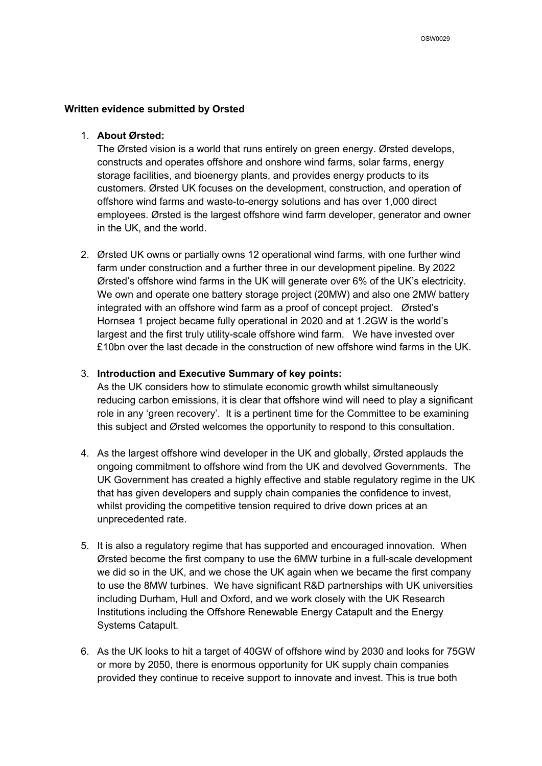**Written evidence submitted by Orsted**

1. **About Ørsted:**
   The Ørsted vision is a world that runs entirely on green energy. Ørsted develops, constructs and operates offshore and onshore wind farms, solar farms, energy storage facilities, and bioenergy plants, and provides energy products to its customers. Ørsted UK focuses on the development, construction, and operation of offshore wind farms and waste-to-energy solutions and has over 1,000 direct employees. Ørsted is the largest offshore wind farm developer, generator and owner in the UK, and the world.

2. Ørsted UK owns or partially owns 12 operational wind farms, with one further wind farm under construction and a further three in our development pipeline. By 2022 Ørsted's offshore wind farms in the UK will generate over 6% of the UK's electricity. We own and operate one battery storage project (20MW) and also one 2MW battery integrated with an offshore wind farm as a proof of concept project. Ørsted's Hornsea 1 project became fully operational in 2020 and at 1.2GW is the world's largest and the first truly utility-scale offshore wind farm. We have invested over £10bn over the last decade in the construction of new offshore wind farms in the UK.

3. **Introduction and Executive Summary of key points:**
   As the UK considers how to stimulate economic growth whilst simultaneously reducing carbon emissions, it is clear that offshore wind will need to play a significant role in any 'green recovery'. It is a pertinent time for the Committee to be examining this subject and Ørsted welcomes the opportunity to respond to this consultation.

4. As the largest offshore wind developer in the UK and globally, Ørsted applauds the ongoing commitment to offshore wind from the UK and devolved Governments. The UK Government has created a highly effective and stable regulatory regime in the UK that has given developers and supply chain companies the confidence to invest, whilst providing the competitive tension required to drive down prices at an unprecedented rate.

5. It is also a regulatory regime that has supported and encouraged innovation. When Ørsted become the first company to use the 6MW turbine in a full-scale development we did so in the UK, and we chose the UK again when we became the first company to use the 8MW turbines. We have significant R&D partnerships with UK universities including Durham, Hull and Oxford, and we work closely with the UK Research Institutions including the Offshore Renewable Energy Catapult and the Energy Systems Catapult.

6. As the UK looks to hit a target of 40GW of offshore wind by 2030 and looks for 75GW or more by 2050, there is enormous opportunity for UK supply chain companies provided they continue to receive support to innovate and invest. This is true both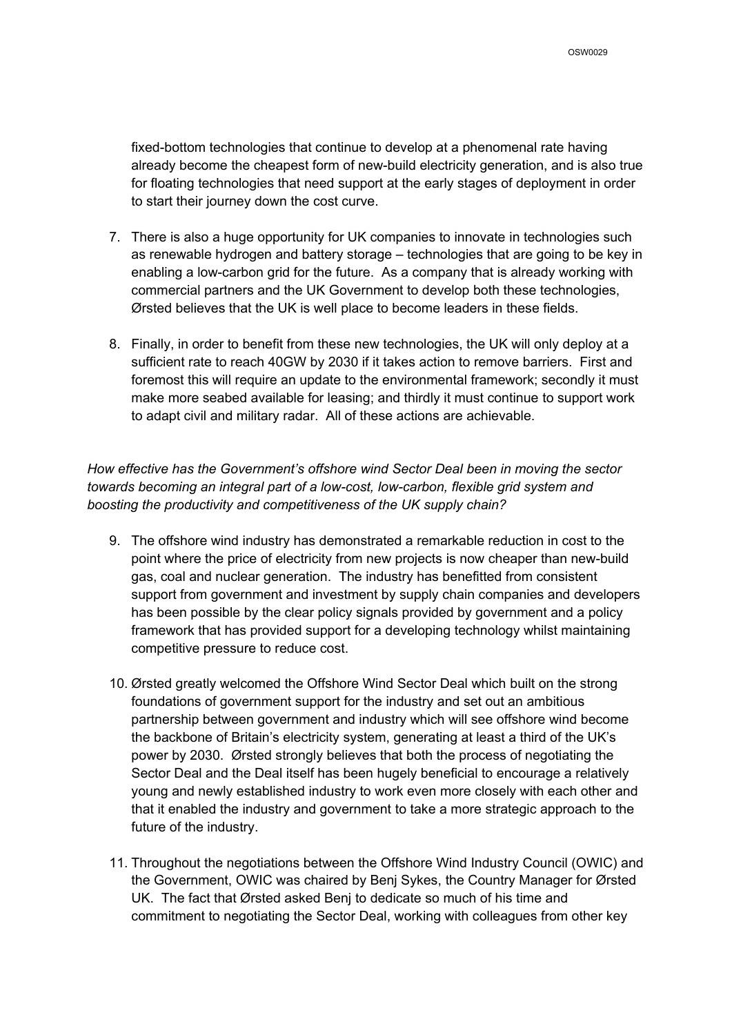fixed-bottom technologies that continue to develop at a phenomenal rate having already become the cheapest form of new-build electricity generation, and is also true for floating technologies that need support at the early stages of deployment in order to start their journey down the cost curve.

7. There is also a huge opportunity for UK companies to innovate in technologies such as renewable hydrogen and battery storage – technologies that are going to be key in enabling a low-carbon grid for the future. As a company that is already working with commercial partners and the UK Government to develop both these technologies, Ørsted believes that the UK is well place to become leaders in these fields.

8. Finally, in order to benefit from these new technologies, the UK will only deploy at a sufficient rate to reach 40GW by 2030 if it takes action to remove barriers. First and foremost this will require an update to the environmental framework; secondly it must make more seabed available for leasing; and thirdly it must continue to support work to adapt civil and military radar. All of these actions are achievable.

*How effective has the Government's offshore wind Sector Deal been in moving the sector towards becoming an integral part of a low-cost, low-carbon, flexible grid system and boosting the productivity and competitiveness of the UK supply chain?*

9. The offshore wind industry has demonstrated a remarkable reduction in cost to the point where the price of electricity from new projects is now cheaper than new-build gas, coal and nuclear generation. The industry has benefitted from consistent support from government and investment by supply chain companies and developers has been possible by the clear policy signals provided by government and a policy framework that has provided support for a developing technology whilst maintaining competitive pressure to reduce cost.

10. Ørsted greatly welcomed the Offshore Wind Sector Deal which built on the strong foundations of government support for the industry and set out an ambitious partnership between government and industry which will see offshore wind become the backbone of Britain's electricity system, generating at least a third of the UK's power by 2030. Ørsted strongly believes that both the process of negotiating the Sector Deal and the Deal itself has been hugely beneficial to encourage a relatively young and newly established industry to work even more closely with each other and that it enabled the industry and government to take a more strategic approach to the future of the industry.

11. Throughout the negotiations between the Offshore Wind Industry Council (OWIC) and the Government, OWIC was chaired by Benj Sykes, the Country Manager for Ørsted UK. The fact that Ørsted asked Benj to dedicate so much of his time and commitment to negotiating the Sector Deal, working with colleagues from other key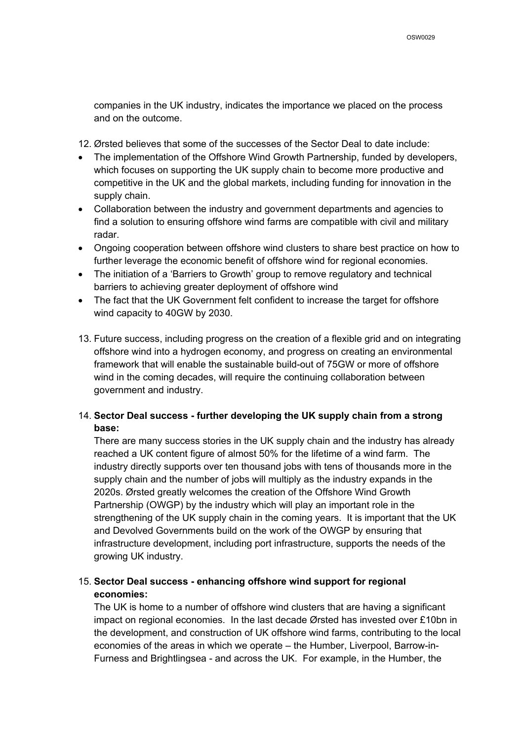companies in the UK industry, indicates the importance we placed on the process and on the outcome.

12. Ørsted believes that some of the successes of the Sector Deal to date include:

- The implementation of the Offshore Wind Growth Partnership, funded by developers, which focuses on supporting the UK supply chain to become more productive and competitive in the UK and the global markets, including funding for innovation in the supply chain.
- Collaboration between the industry and government departments and agencies to find a solution to ensuring offshore wind farms are compatible with civil and military radar.
- Ongoing cooperation between offshore wind clusters to share best practice on how to further leverage the economic benefit of offshore wind for regional economies.
- The initiation of a 'Barriers to Growth' group to remove regulatory and technical barriers to achieving greater deployment of offshore wind
- The fact that the UK Government felt confident to increase the target for offshore wind capacity to 40GW by 2030.

13. Future success, including progress on the creation of a flexible grid and on integrating offshore wind into a hydrogen economy, and progress on creating an environmental framework that will enable the sustainable build-out of 75GW or more of offshore wind in the coming decades, will require the continuing collaboration between government and industry.

14. **Sector Deal success - further developing the UK supply chain from a strong base:**
There are many success stories in the UK supply chain and the industry has already reached a UK content figure of almost 50% for the lifetime of a wind farm. The industry directly supports over ten thousand jobs with tens of thousands more in the supply chain and the number of jobs will multiply as the industry expands in the 2020s. Ørsted greatly welcomes the creation of the Offshore Wind Growth Partnership (OWGP) by the industry which will play an important role in the strengthening of the UK supply chain in the coming years. It is important that the UK and Devolved Governments build on the work of the OWGP by ensuring that infrastructure development, including port infrastructure, supports the needs of the growing UK industry.

15. **Sector Deal success - enhancing offshore wind support for regional economies:**
The UK is home to a number of offshore wind clusters that are having a significant impact on regional economies. In the last decade Ørsted has invested over £10bn in the development, and construction of UK offshore wind farms, contributing to the local economies of the areas in which we operate – the Humber, Liverpool, Barrow-in-Furness and Brightlingsea - and across the UK. For example, in the Humber, the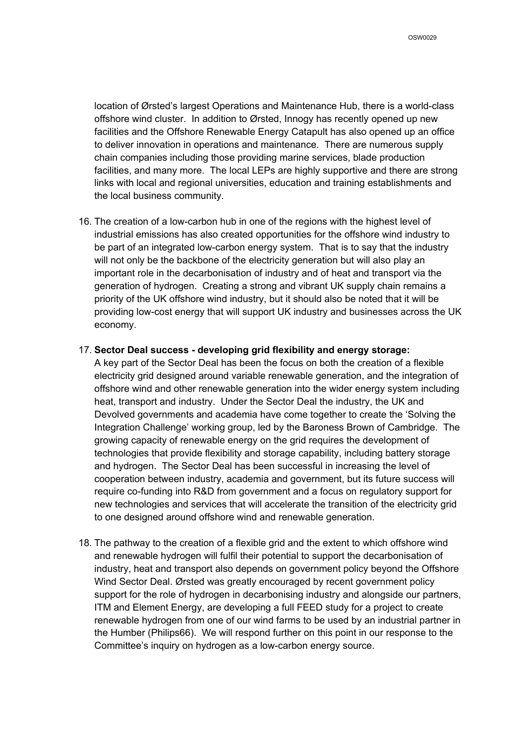location of Ørsted's largest Operations and Maintenance Hub, there is a world-class offshore wind cluster. In addition to Ørsted, Innogy has recently opened up new facilities and the Offshore Renewable Energy Catapult has also opened up an office to deliver innovation in operations and maintenance. There are numerous supply chain companies including those providing marine services, blade production facilities, and many more. The local LEPs are highly supportive and there are strong links with local and regional universities, education and training establishments and the local business community.

16. The creation of a low-carbon hub in one of the regions with the highest level of industrial emissions has also created opportunities for the offshore wind industry to be part of an integrated low-carbon energy system. That is to say that the industry will not only be the backbone of the electricity generation but will also play an important role in the decarbonisation of industry and of heat and transport via the generation of hydrogen. Creating a strong and vibrant UK supply chain remains a priority of the UK offshore wind industry, but it should also be noted that it will be providing low-cost energy that will support UK industry and businesses across the UK economy.

17. **Sector Deal success - developing grid flexibility and energy storage:** A key part of the Sector Deal has been the focus on both the creation of a flexible electricity grid designed around variable renewable generation, and the integration of offshore wind and other renewable generation into the wider energy system including heat, transport and industry. Under the Sector Deal the industry, the UK and Devolved governments and academia have come together to create the 'Solving the Integration Challenge' working group, led by the Baroness Brown of Cambridge. The growing capacity of renewable energy on the grid requires the development of technologies that provide flexibility and storage capability, including battery storage and hydrogen. The Sector Deal has been successful in increasing the level of cooperation between industry, academia and government, but its future success will require co-funding into R&D from government and a focus on regulatory support for new technologies and services that will accelerate the transition of the electricity grid to one designed around offshore wind and renewable generation.

18. The pathway to the creation of a flexible grid and the extent to which offshore wind and renewable hydrogen will fulfil their potential to support the decarbonisation of industry, heat and transport also depends on government policy beyond the Offshore Wind Sector Deal. Ørsted was greatly encouraged by recent government policy support for the role of hydrogen in decarbonising industry and alongside our partners, ITM and Element Energy, are developing a full FEED study for a project to create renewable hydrogen from one of our wind farms to be used by an industrial partner in the Humber (Philips66). We will respond further on this point in our response to the Committee's inquiry on hydrogen as a low-carbon energy source.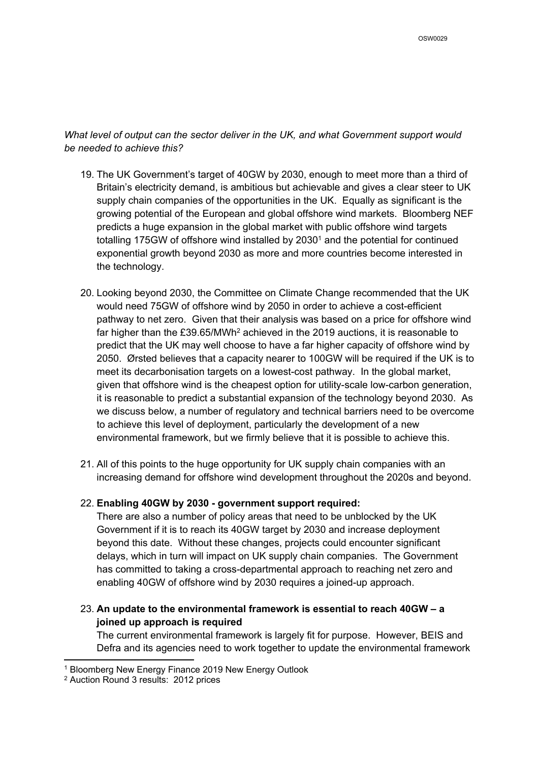*What level of output can the sector deliver in the UK, and what Government support would be needed to achieve this?*

19. The UK Government's target of 40GW by 2030, enough to meet more than a third of Britain's electricity demand, is ambitious but achievable and gives a clear steer to UK supply chain companies of the opportunities in the UK. Equally as significant is the growing potential of the European and global offshore wind markets. Bloomberg NEF predicts a huge expansion in the global market with public offshore wind targets totalling 175GW of offshore wind installed by 2030[1] and the potential for continued exponential growth beyond 2030 as more and more countries become interested in the technology.

20. Looking beyond 2030, the Committee on Climate Change recommended that the UK would need 75GW of offshore wind by 2050 in order to achieve a cost-efficient pathway to net zero. Given that their analysis was based on a price for offshore wind far higher than the £39.65/MWh[2] achieved in the 2019 auctions, it is reasonable to predict that the UK may well choose to have a far higher capacity of offshore wind by 2050. Ørsted believes that a capacity nearer to 100GW will be required if the UK is to meet its decarbonisation targets on a lowest-cost pathway. In the global market, given that offshore wind is the cheapest option for utility-scale low-carbon generation, it is reasonable to predict a substantial expansion of the technology beyond 2030. As we discuss below, a number of regulatory and technical barriers need to be overcome to achieve this level of deployment, particularly the development of a new environmental framework, but we firmly believe that it is possible to achieve this.

21. All of this points to the huge opportunity for UK supply chain companies with an increasing demand for offshore wind development throughout the 2020s and beyond.

22. **Enabling 40GW by 2030 - government support required:**
    There are also a number of policy areas that need to be unblocked by the UK Government if it is to reach its 40GW target by 2030 and increase deployment beyond this date. Without these changes, projects could encounter significant delays, which in turn will impact on UK supply chain companies. The Government has committed to taking a cross-departmental approach to reaching net zero and enabling 40GW of offshore wind by 2030 requires a joined-up approach.

23. **An update to the environmental framework is essential to reach 40GW – a joined up approach is required**
    The current environmental framework is largely fit for purpose. However, BEIS and Defra and its agencies need to work together to update the environmental framework

[1] Bloomberg New Energy Finance 2019 New Energy Outlook

[2] Auction Round 3 results: 2012 prices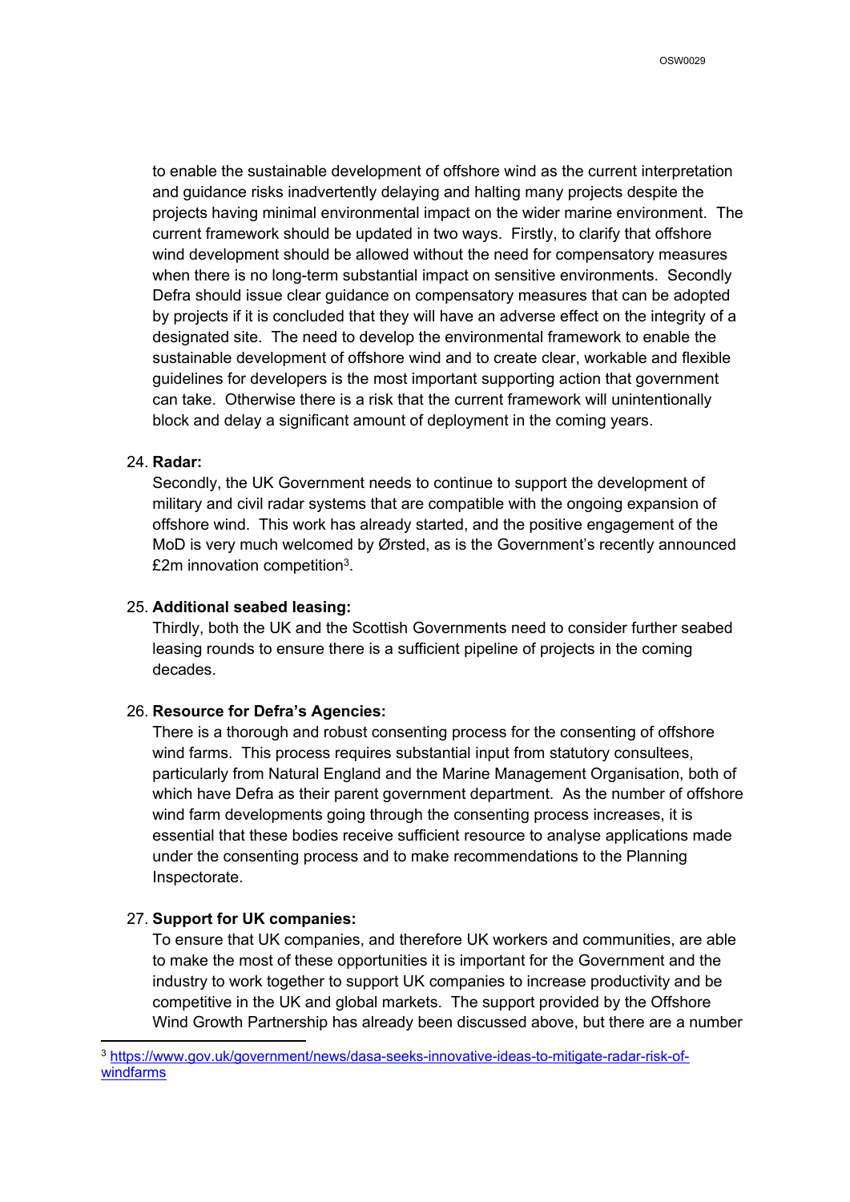to enable the sustainable development of offshore wind as the current interpretation and guidance risks inadvertently delaying and halting many projects despite the projects having minimal environmental impact on the wider marine environment. The current framework should be updated in two ways. Firstly, to clarify that offshore wind development should be allowed without the need for compensatory measures when there is no long-term substantial impact on sensitive environments. Secondly Defra should issue clear guidance on compensatory measures that can be adopted by projects if it is concluded that they will have an adverse effect on the integrity of a designated site. The need to develop the environmental framework to enable the sustainable development of offshore wind and to create clear, workable and flexible guidelines for developers is the most important supporting action that government can take. Otherwise there is a risk that the current framework will unintentionally block and delay a significant amount of deployment in the coming years.

24. **Radar:**
Secondly, the UK Government needs to continue to support the development of military and civil radar systems that are compatible with the ongoing expansion of offshore wind. This work has already started, and the positive engagement of the MoD is very much welcomed by Ørsted, as is the Government's recently announced £2m innovation competition[3].

25. **Additional seabed leasing:**
Thirdly, both the UK and the Scottish Governments need to consider further seabed leasing rounds to ensure there is a sufficient pipeline of projects in the coming decades.

26. **Resource for Defra's Agencies:**
There is a thorough and robust consenting process for the consenting of offshore wind farms. This process requires substantial input from statutory consultees, particularly from Natural England and the Marine Management Organisation, both of which have Defra as their parent government department. As the number of offshore wind farm developments going through the consenting process increases, it is essential that these bodies receive sufficient resource to analyse applications made under the consenting process and to make recommendations to the Planning Inspectorate.

27. **Support for UK companies:**
To ensure that UK companies, and therefore UK workers and communities, are able to make the most of these opportunities it is important for the Government and the industry to work together to support UK companies to increase productivity and be competitive in the UK and global markets. The support provided by the Offshore Wind Growth Partnership has already been discussed above, but there are a number

---

[3] https://www.gov.uk/government/news/dasa-seeks-innovative-ideas-to-mitigate-radar-risk-of-windfarms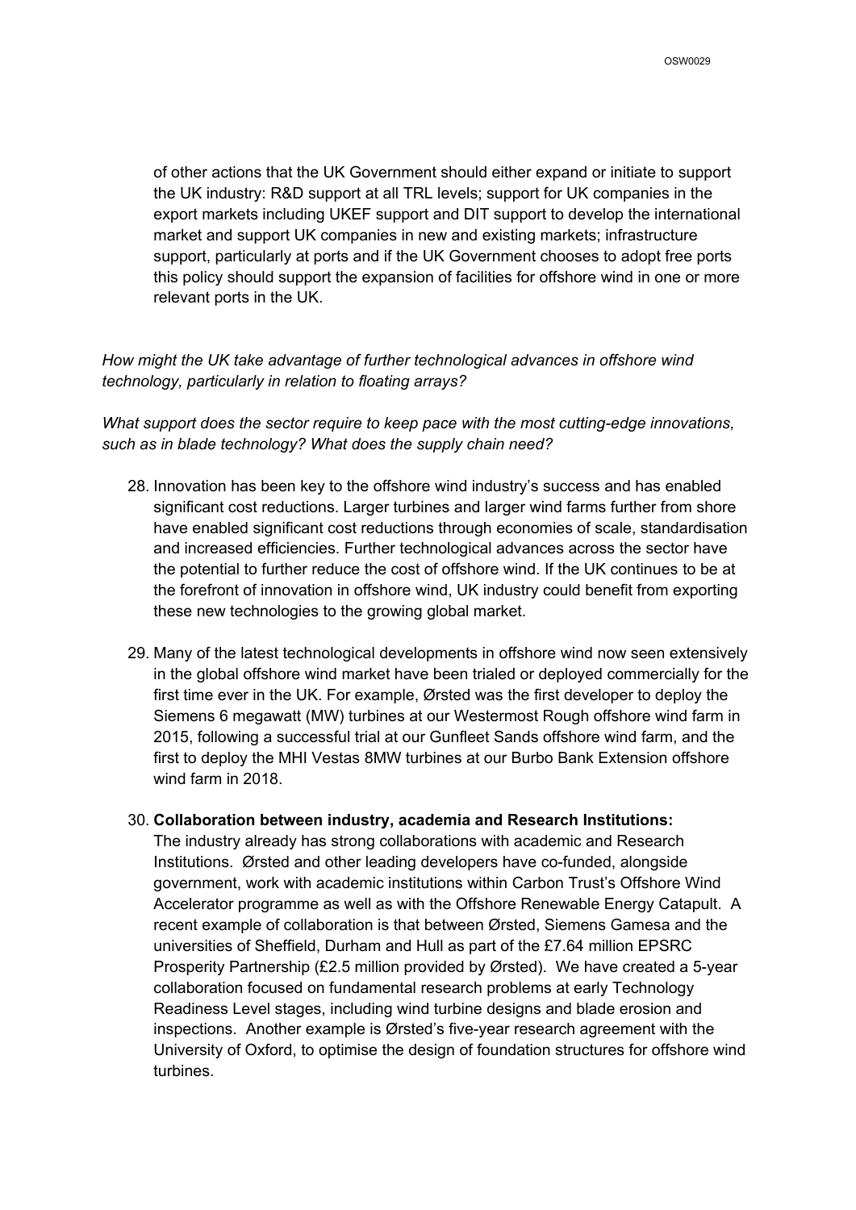of other actions that the UK Government should either expand or initiate to support the UK industry: R&D support at all TRL levels; support for UK companies in the export markets including UKEF support and DIT support to develop the international market and support UK companies in new and existing markets; infrastructure support, particularly at ports and if the UK Government chooses to adopt free ports this policy should support the expansion of facilities for offshore wind in one or more relevant ports in the UK.

*How might the UK take advantage of further technological advances in offshore wind technology, particularly in relation to floating arrays?*

*What support does the sector require to keep pace with the most cutting-edge innovations, such as in blade technology? What does the supply chain need?*

28. Innovation has been key to the offshore wind industry's success and has enabled significant cost reductions. Larger turbines and larger wind farms further from shore have enabled significant cost reductions through economies of scale, standardisation and increased efficiencies. Further technological advances across the sector have the potential to further reduce the cost of offshore wind. If the UK continues to be at the forefront of innovation in offshore wind, UK industry could benefit from exporting these new technologies to the growing global market.

29. Many of the latest technological developments in offshore wind now seen extensively in the global offshore wind market have been trialed or deployed commercially for the first time ever in the UK. For example, Ørsted was the first developer to deploy the Siemens 6 megawatt (MW) turbines at our Westermost Rough offshore wind farm in 2015, following a successful trial at our Gunfleet Sands offshore wind farm, and the first to deploy the MHI Vestas 8MW turbines at our Burbo Bank Extension offshore wind farm in 2018.

30. **Collaboration between industry, academia and Research Institutions:** The industry already has strong collaborations with academic and Research Institutions. Ørsted and other leading developers have co-funded, alongside government, work with academic institutions within Carbon Trust's Offshore Wind Accelerator programme as well as with the Offshore Renewable Energy Catapult. A recent example of collaboration is that between Ørsted, Siemens Gamesa and the universities of Sheffield, Durham and Hull as part of the £7.64 million EPSRC Prosperity Partnership (£2.5 million provided by Ørsted). We have created a 5-year collaboration focused on fundamental research problems at early Technology Readiness Level stages, including wind turbine designs and blade erosion and inspections. Another example is Ørsted's five-year research agreement with the University of Oxford, to optimise the design of foundation structures for offshore wind turbines.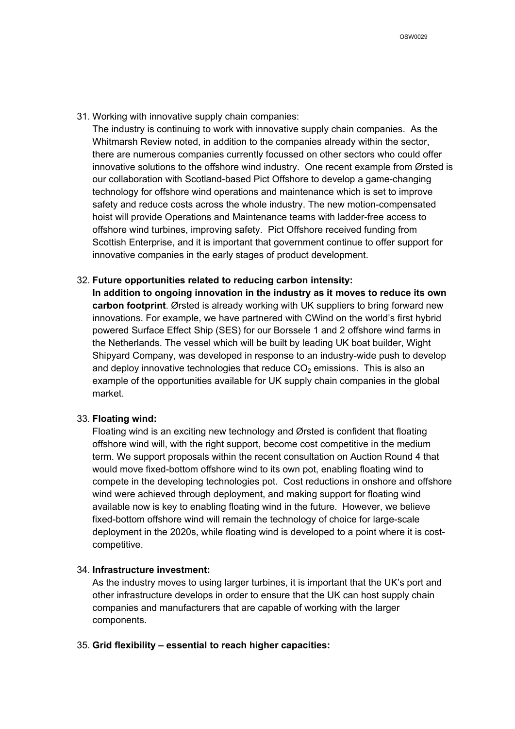31. Working with innovative supply chain companies:
    The industry is continuing to work with innovative supply chain companies. As the Whitmarsh Review noted, in addition to the companies already within the sector, there are numerous companies currently focussed on other sectors who could offer innovative solutions to the offshore wind industry. One recent example from Ørsted is our collaboration with Scotland-based Pict Offshore to develop a game-changing technology for offshore wind operations and maintenance which is set to improve safety and reduce costs across the whole industry. The new motion-compensated hoist will provide Operations and Maintenance teams with ladder-free access to offshore wind turbines, improving safety. Pict Offshore received funding from Scottish Enterprise, and it is important that government continue to offer support for innovative companies in the early stages of product development.

32. **Future opportunities related to reducing carbon intensity:**
    **In addition to ongoing innovation in the industry as it moves to reduce its own carbon footprint**. Ørsted is already working with UK suppliers to bring forward new innovations. For example, we have partnered with CWind on the world's first hybrid powered Surface Effect Ship (SES) for our Borssele 1 and 2 offshore wind farms in the Netherlands. The vessel which will be built by leading UK boat builder, Wight Shipyard Company, was developed in response to an industry-wide push to develop and deploy innovative technologies that reduce $CO_2$ emissions. This is also an example of the opportunities available for UK supply chain companies in the global market.

33. **Floating wind:**
    Floating wind is an exciting new technology and Ørsted is confident that floating offshore wind will, with the right support, become cost competitive in the medium term. We support proposals within the recent consultation on Auction Round 4 that would move fixed-bottom offshore wind to its own pot, enabling floating wind to compete in the developing technologies pot. Cost reductions in onshore and offshore wind were achieved through deployment, and making support for floating wind available now is key to enabling floating wind in the future. However, we believe fixed-bottom offshore wind will remain the technology of choice for large-scale deployment in the 2020s, while floating wind is developed to a point where it is cost-competitive.

34. **Infrastructure investment:**
    As the industry moves to using larger turbines, it is important that the UK's port and other infrastructure develops in order to ensure that the UK can host supply chain companies and manufacturers that are capable of working with the larger components.

35. **Grid flexibility – essential to reach higher capacities:**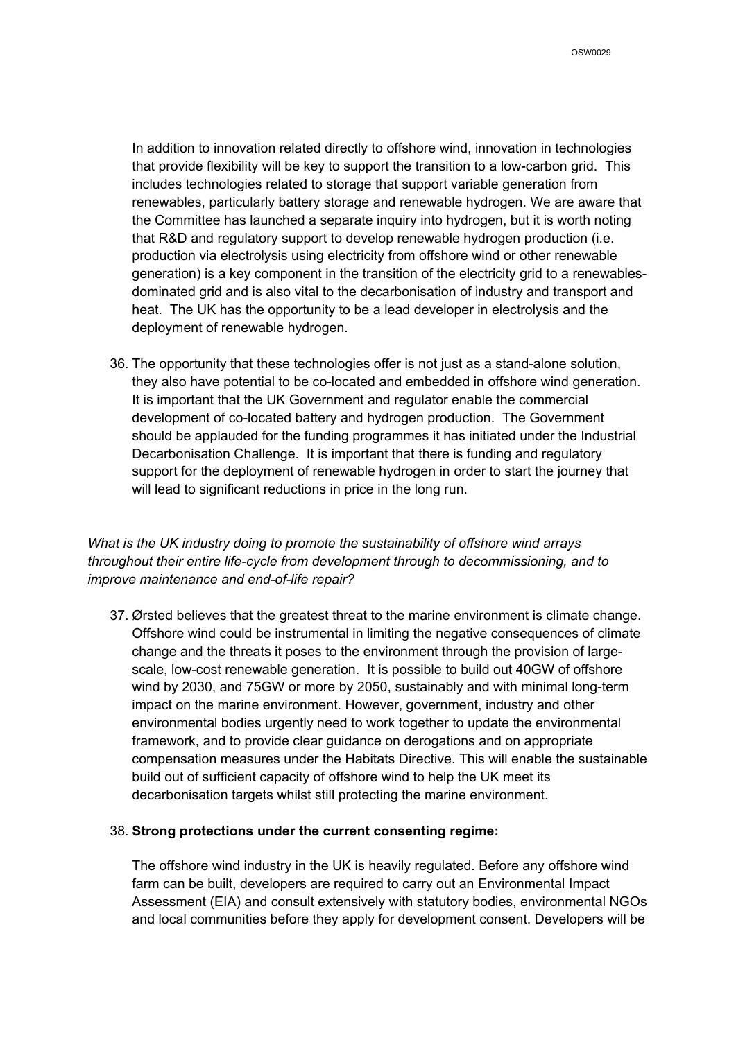In addition to innovation related directly to offshore wind, innovation in technologies that provide flexibility will be key to support the transition to a low-carbon grid. This includes technologies related to storage that support variable generation from renewables, particularly battery storage and renewable hydrogen. We are aware that the Committee has launched a separate inquiry into hydrogen, but it is worth noting that R&D and regulatory support to develop renewable hydrogen production (i.e. production via electrolysis using electricity from offshore wind or other renewable generation) is a key component in the transition of the electricity grid to a renewables-dominated grid and is also vital to the decarbonisation of industry and transport and heat. The UK has the opportunity to be a lead developer in electrolysis and the deployment of renewable hydrogen.

36. The opportunity that these technologies offer is not just as a stand-alone solution, they also have potential to be co-located and embedded in offshore wind generation. It is important that the UK Government and regulator enable the commercial development of co-located battery and hydrogen production. The Government should be applauded for the funding programmes it has initiated under the Industrial Decarbonisation Challenge. It is important that there is funding and regulatory support for the deployment of renewable hydrogen in order to start the journey that will lead to significant reductions in price in the long run.

*What is the UK industry doing to promote the sustainability of offshore wind arrays throughout their entire life-cycle from development through to decommissioning, and to improve maintenance and end-of-life repair?*

37. Ørsted believes that the greatest threat to the marine environment is climate change. Offshore wind could be instrumental in limiting the negative consequences of climate change and the threats it poses to the environment through the provision of large-scale, low-cost renewable generation. It is possible to build out 40GW of offshore wind by 2030, and 75GW or more by 2050, sustainably and with minimal long-term impact on the marine environment. However, government, industry and other environmental bodies urgently need to work together to update the environmental framework, and to provide clear guidance on derogations and on appropriate compensation measures under the Habitats Directive. This will enable the sustainable build out of sufficient capacity of offshore wind to help the UK meet its decarbonisation targets whilst still protecting the marine environment.

38. **Strong protections under the current consenting regime:**

    The offshore wind industry in the UK is heavily regulated. Before any offshore wind farm can be built, developers are required to carry out an Environmental Impact Assessment (EIA) and consult extensively with statutory bodies, environmental NGOs and local communities before they apply for development consent. Developers will be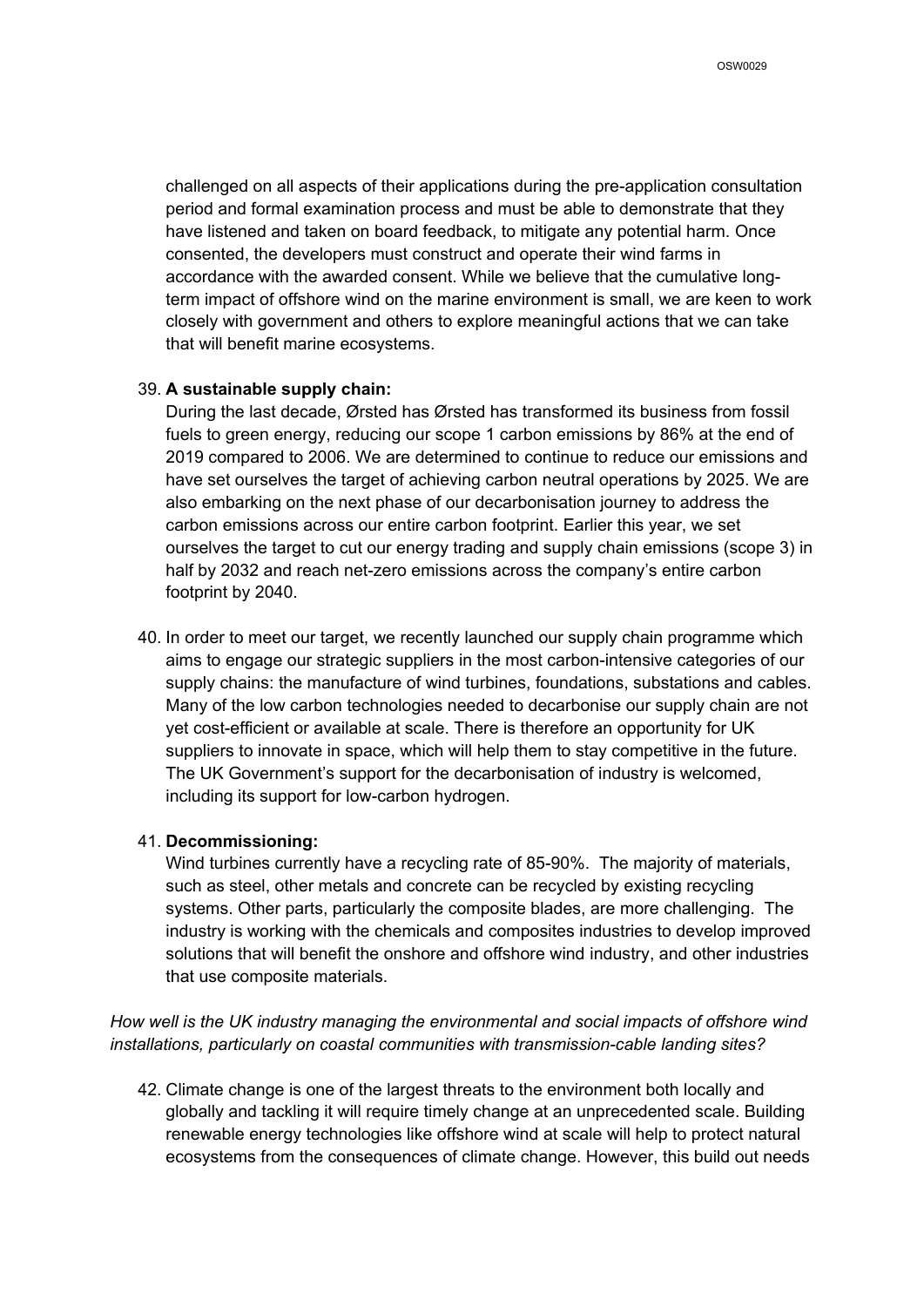challenged on all aspects of their applications during the pre-application consultation period and formal examination process and must be able to demonstrate that they have listened and taken on board feedback, to mitigate any potential harm. Once consented, the developers must construct and operate their wind farms in accordance with the awarded consent. While we believe that the cumulative long-term impact of offshore wind on the marine environment is small, we are keen to work closely with government and others to explore meaningful actions that we can take that will benefit marine ecosystems.

39. **A sustainable supply chain:**
During the last decade, Ørsted has Ørsted has transformed its business from fossil fuels to green energy, reducing our scope 1 carbon emissions by 86% at the end of 2019 compared to 2006. We are determined to continue to reduce our emissions and have set ourselves the target of achieving carbon neutral operations by 2025. We are also embarking on the next phase of our decarbonisation journey to address the carbon emissions across our entire carbon footprint. Earlier this year, we set ourselves the target to cut our energy trading and supply chain emissions (scope 3) in half by 2032 and reach net-zero emissions across the company's entire carbon footprint by 2040.

40. In order to meet our target, we recently launched our supply chain programme which aims to engage our strategic suppliers in the most carbon-intensive categories of our supply chains: the manufacture of wind turbines, foundations, substations and cables. Many of the low carbon technologies needed to decarbonise our supply chain are not yet cost-efficient or available at scale. There is therefore an opportunity for UK suppliers to innovate in space, which will help them to stay competitive in the future. The UK Government's support for the decarbonisation of industry is welcomed, including its support for low-carbon hydrogen.

41. **Decommissioning:**
Wind turbines currently have a recycling rate of 85-90%. The majority of materials, such as steel, other metals and concrete can be recycled by existing recycling systems. Other parts, particularly the composite blades, are more challenging. The industry is working with the chemicals and composites industries to develop improved solutions that will benefit the onshore and offshore wind industry, and other industries that use composite materials.

*How well is the UK industry managing the environmental and social impacts of offshore wind installations, particularly on coastal communities with transmission-cable landing sites?*

42. Climate change is one of the largest threats to the environment both locally and globally and tackling it will require timely change at an unprecedented scale. Building renewable energy technologies like offshore wind at scale will help to protect natural ecosystems from the consequences of climate change. However, this build out needs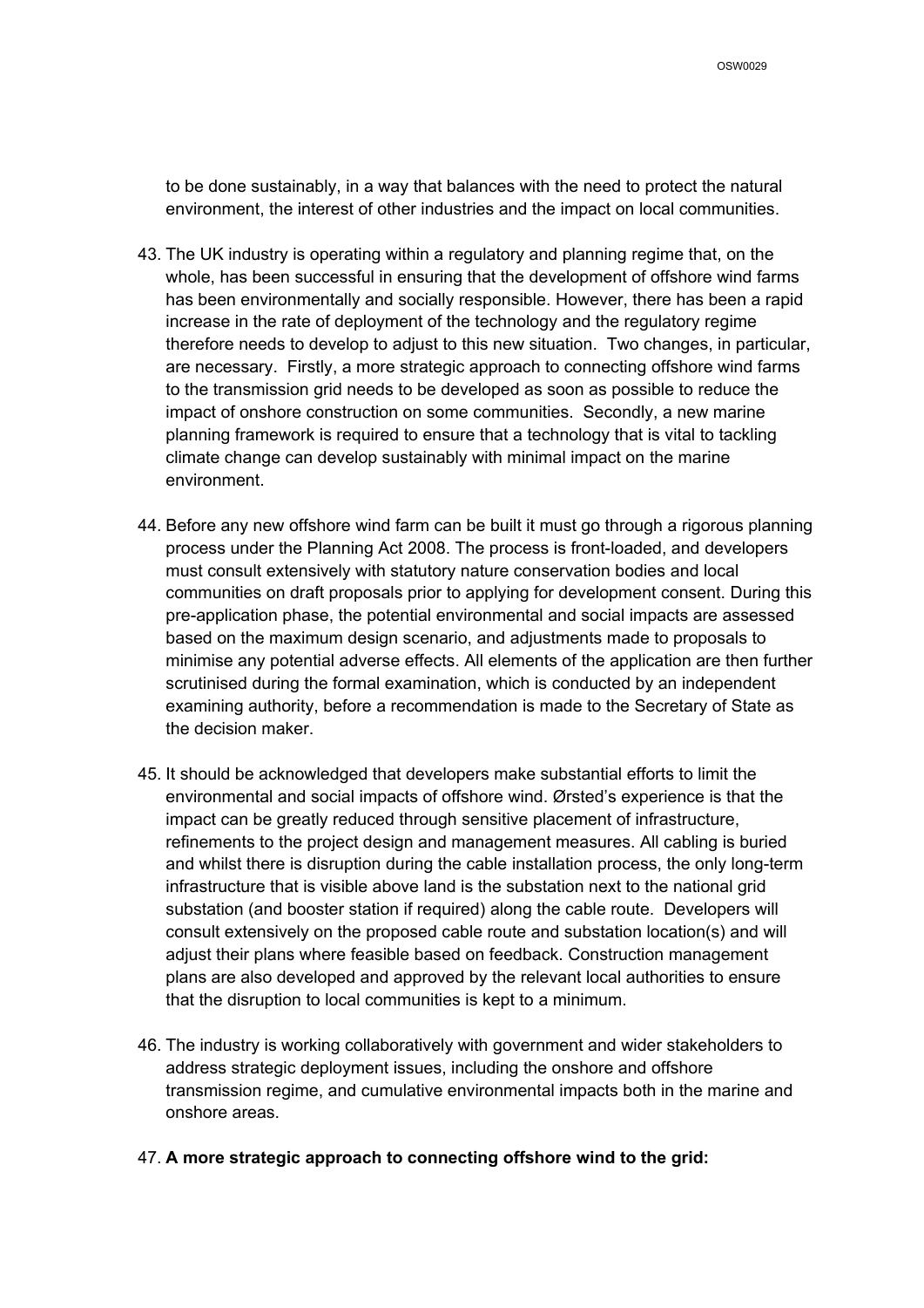to be done sustainably, in a way that balances with the need to protect the natural environment, the interest of other industries and the impact on local communities.

43. The UK industry is operating within a regulatory and planning regime that, on the whole, has been successful in ensuring that the development of offshore wind farms has been environmentally and socially responsible. However, there has been a rapid increase in the rate of deployment of the technology and the regulatory regime therefore needs to develop to adjust to this new situation. Two changes, in particular, are necessary. Firstly, a more strategic approach to connecting offshore wind farms to the transmission grid needs to be developed as soon as possible to reduce the impact of onshore construction on some communities. Secondly, a new marine planning framework is required to ensure that a technology that is vital to tackling climate change can develop sustainably with minimal impact on the marine environment.

44. Before any new offshore wind farm can be built it must go through a rigorous planning process under the Planning Act 2008. The process is front-loaded, and developers must consult extensively with statutory nature conservation bodies and local communities on draft proposals prior to applying for development consent. During this pre-application phase, the potential environmental and social impacts are assessed based on the maximum design scenario, and adjustments made to proposals to minimise any potential adverse effects. All elements of the application are then further scrutinised during the formal examination, which is conducted by an independent examining authority, before a recommendation is made to the Secretary of State as the decision maker.

45. It should be acknowledged that developers make substantial efforts to limit the environmental and social impacts of offshore wind. Ørsted's experience is that the impact can be greatly reduced through sensitive placement of infrastructure, refinements to the project design and management measures. All cabling is buried and whilst there is disruption during the cable installation process, the only long-term infrastructure that is visible above land is the substation next to the national grid substation (and booster station if required) along the cable route. Developers will consult extensively on the proposed cable route and substation location(s) and will adjust their plans where feasible based on feedback. Construction management plans are also developed and approved by the relevant local authorities to ensure that the disruption to local communities is kept to a minimum.

46. The industry is working collaboratively with government and wider stakeholders to address strategic deployment issues, including the onshore and offshore transmission regime, and cumulative environmental impacts both in the marine and onshore areas.

47. **A more strategic approach to connecting offshore wind to the grid:**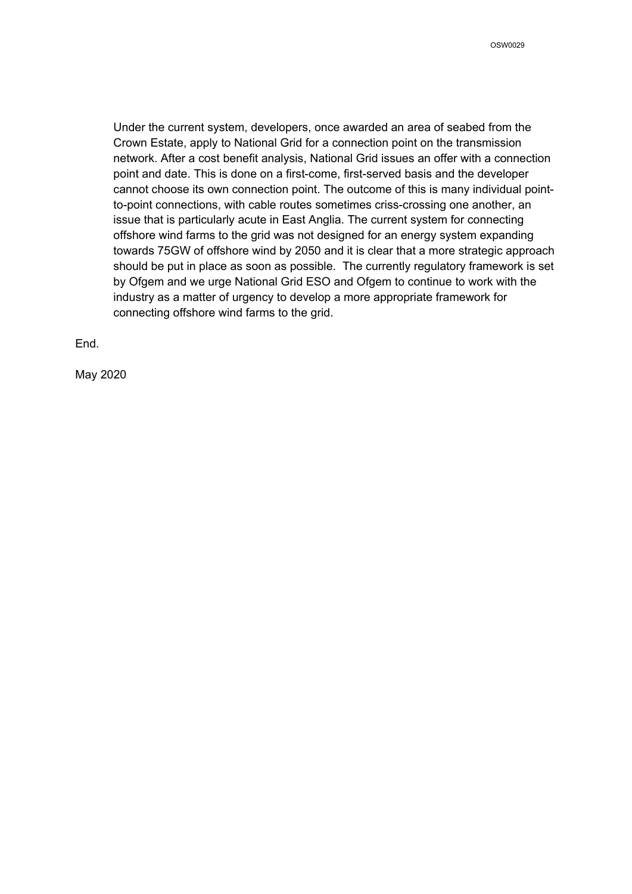Under the current system, developers, once awarded an area of seabed from the Crown Estate, apply to National Grid for a connection point on the transmission network. After a cost benefit analysis, National Grid issues an offer with a connection point and date. This is done on a first-come, first-served basis and the developer cannot choose its own connection point. The outcome of this is many individual point-to-point connections, with cable routes sometimes criss-crossing one another, an issue that is particularly acute in East Anglia. The current system for connecting offshore wind farms to the grid was not designed for an energy system expanding towards 75GW of offshore wind by 2050 and it is clear that a more strategic approach should be put in place as soon as possible. The currently regulatory framework is set by Ofgem and we urge National Grid ESO and Ofgem to continue to work with the industry as a matter of urgency to develop a more appropriate framework for connecting offshore wind farms to the grid.

End.

May 2020